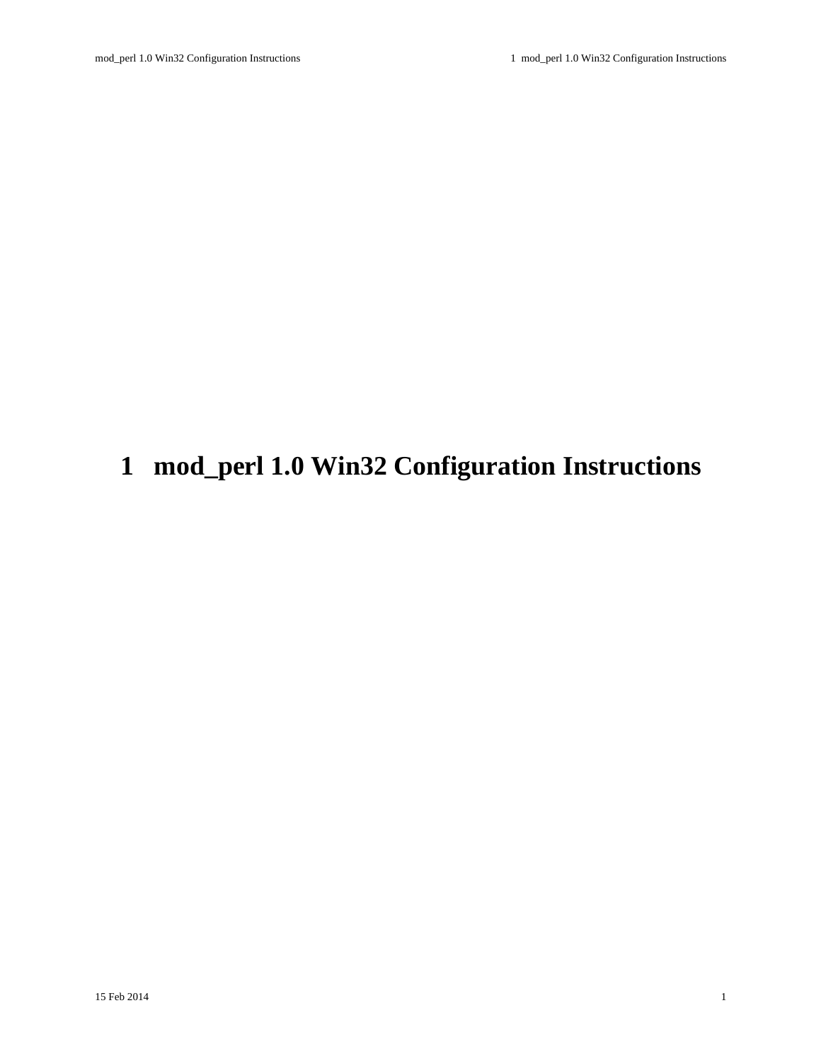# 1 mod_perl 1.0 Win32 Configuration Instructions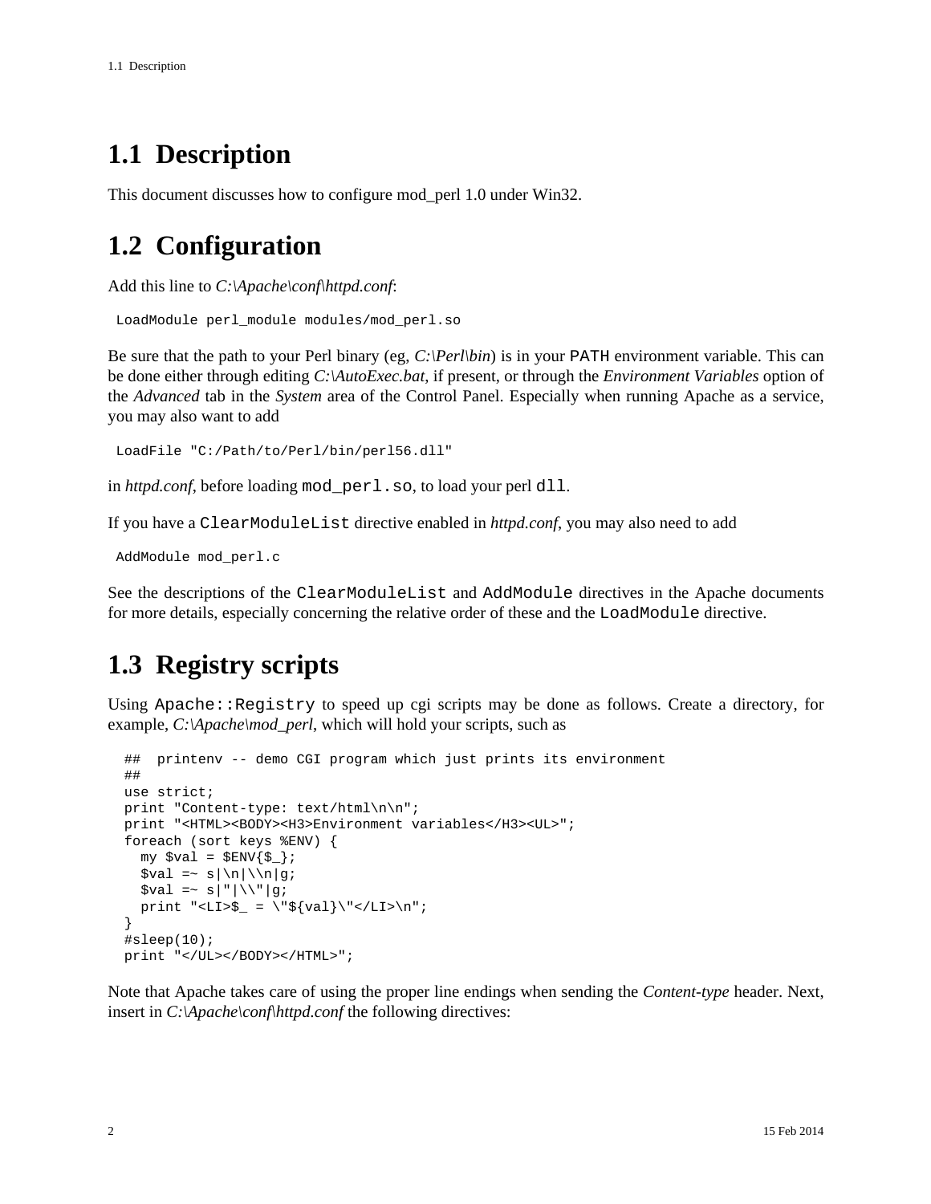## 1.1 Description

This document discusses how to configure mod_perl 1.0 under Win32.

## 1.2 Configuration

Add this line to *C:\Apache\conf\httpd.conf*:

```
LoadModule perl_module modules/mod_perl.so
```

Be sure that the path to your Perl binary (eg, *C:\Perl\bin*) is in your `PATH` environment variable. This can be done either through editing *C:\AutoExec.bat*, if present, or through the *Environment Variables* option of the *Advanced* tab in the *System* area of the Control Panel. Especially when running Apache as a service, you may also want to add

```
LoadFile "C:/Path/to/Perl/bin/perl56.dll"
```

in *httpd.conf*, before loading `mod_perl.so`, to load your perl `dll`.

If you have a `ClearModuleList` directive enabled in *httpd.conf*, you may also need to add

```
AddModule mod_perl.c
```

See the descriptions of the `ClearModuleList` and `AddModule` directives in the Apache documents for more details, especially concerning the relative order of these and the `LoadModule` directive.

## 1.3 Registry scripts

Using `Apache::Registry` to speed up cgi scripts may be done as follows. Create a directory, for example, *C:\Apache\mod_perl*, which will hold your scripts, such as

```
##  printenv -- demo CGI program which just prints its environment
##
use strict;
print "Content-type: text/html\n\n";
print "<HTML><BODY><H3>Environment variables</H3><UL>";
foreach (sort keys %ENV) {
  my $val = $ENV{$_};
  $val =~ s|\n|\\n|g;
  $val =~ s|"|\\"|g;
  print "<LI>$_ = \"${val}\"</LI>\n";
}
#sleep(10);
print "</UL></BODY></HTML>";
```

Note that Apache takes care of using the proper line endings when sending the *Content-type* header. Next, insert in *C:\Apache\conf\httpd.conf* the following directives: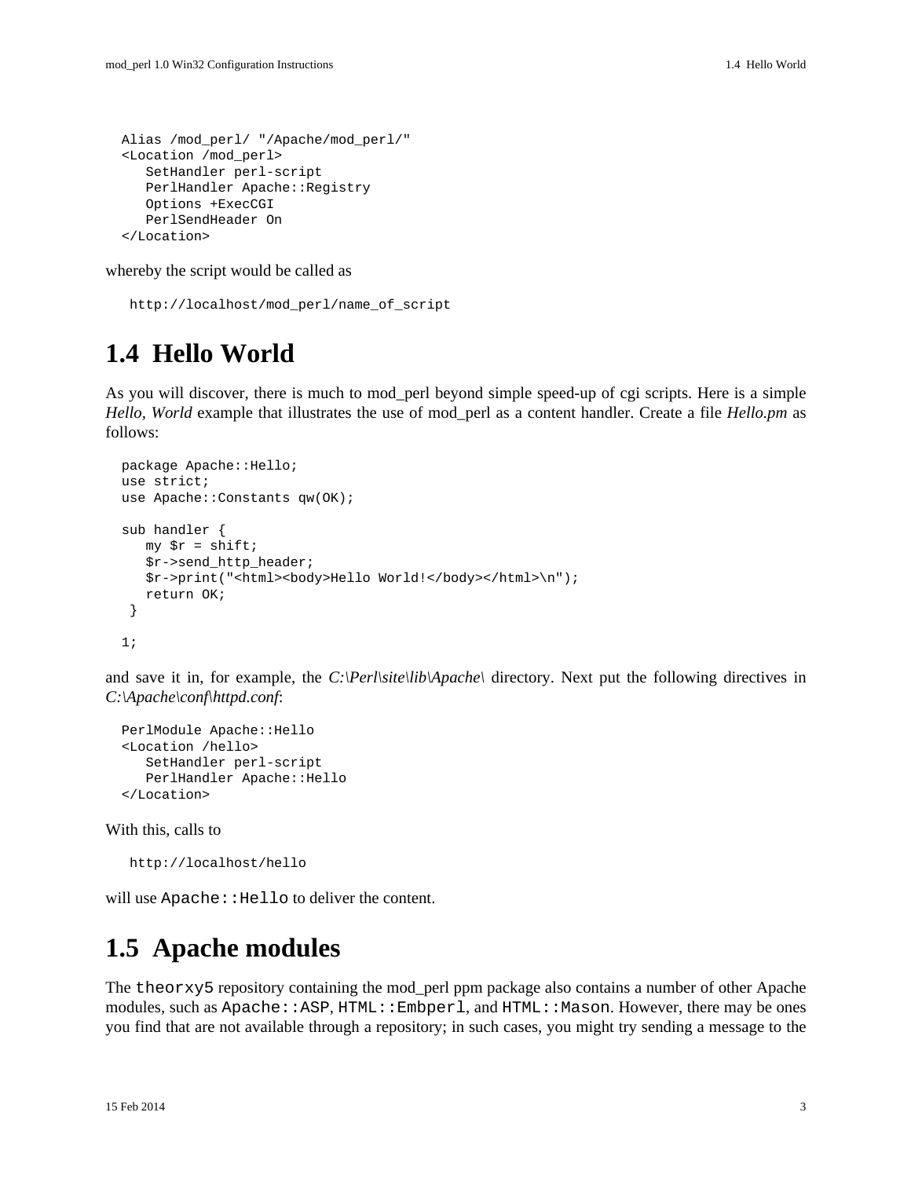```
Alias /mod_perl/ "/Apache/mod_perl/"
<Location /mod_perl>
   SetHandler perl-script
   PerlHandler Apache::Registry
   Options +ExecCGI
   PerlSendHeader On
</Location>
```

whereby the script would be called as

```
http://localhost/mod_perl/name_of_script
```

## 1.4 Hello World

As you will discover, there is much to mod_perl beyond simple speed-up of cgi scripts. Here is a simple *Hello, World* example that illustrates the use of mod_perl as a content handler. Create a file *Hello.pm* as follows:

```
package Apache::Hello;
use strict;
use Apache::Constants qw(OK);

sub handler {
   my $r = shift;
   $r->send_http_header;
   $r->print("<html><body>Hello World!</body></html>\n");
   return OK;
 }

1;
```

and save it in, for example, the *C:\Perl\site\lib\Apache\* directory. Next put the following directives in *C:\Apache\conf\httpd.conf*:

```
PerlModule Apache::Hello
<Location /hello>
   SetHandler perl-script
   PerlHandler Apache::Hello
</Location>
```

With this, calls to

```
http://localhost/hello
```

will use `Apache::Hello` to deliver the content.

## 1.5 Apache modules

The `theorxy5` repository containing the mod_perl ppm package also contains a number of other Apache modules, such as `Apache::ASP`, `HTML::Embperl`, and `HTML::Mason`. However, there may be ones you find that are not available through a repository; in such cases, you might try sending a message to the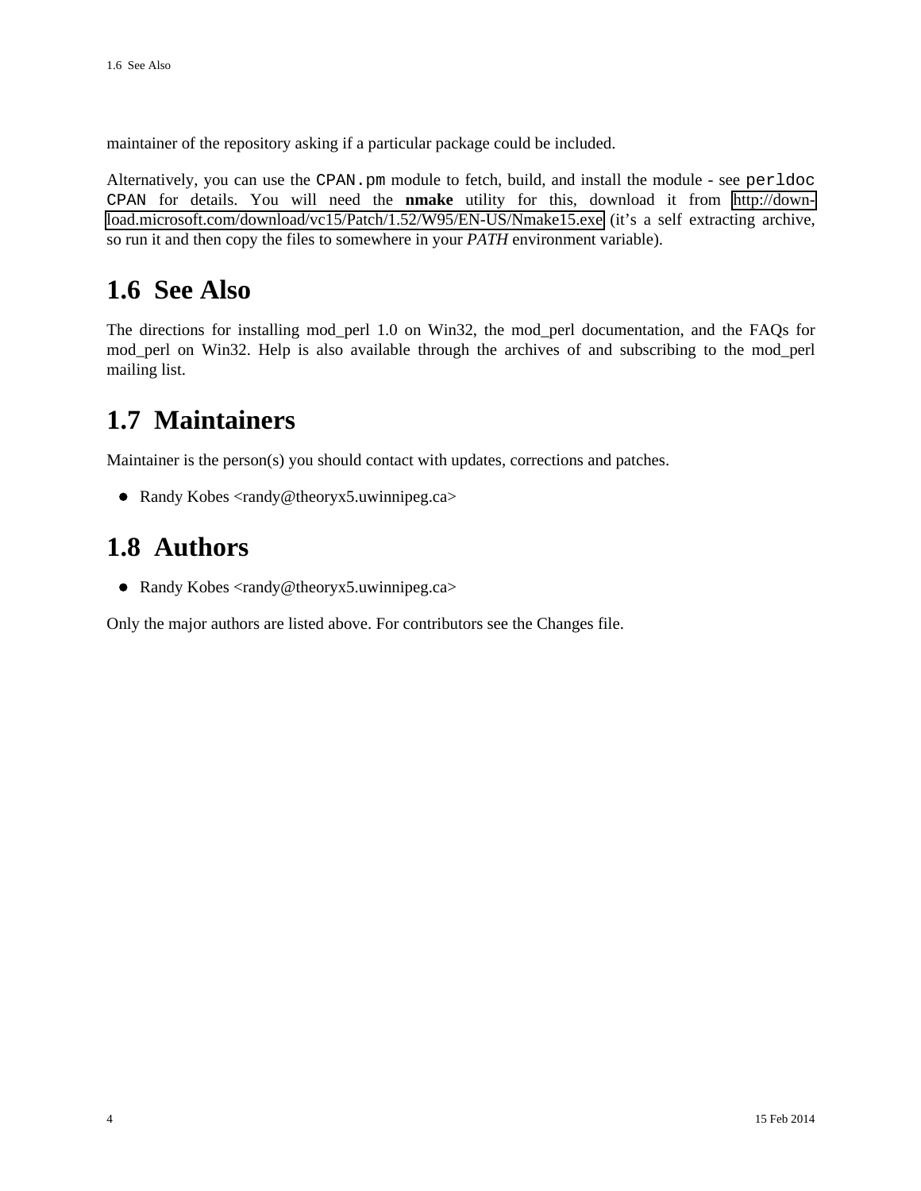maintainer of the repository asking if a particular package could be included.

Alternatively, you can use the `CPAN.pm` module to fetch, build, and install the module - see `perldoc CPAN` for details. You will need the **nmake** utility for this, download it from http://download.microsoft.com/download/vc15/Patch/1.52/W95/EN-US/Nmake15.exe (it's a self extracting archive, so run it and then copy the files to somewhere in your *PATH* environment variable).

## 1.6 See Also

The directions for installing mod_perl 1.0 on Win32, the mod_perl documentation, and the FAQs for mod_perl on Win32. Help is also available through the archives of and subscribing to the mod_perl mailing list.

## 1.7 Maintainers

Maintainer is the person(s) you should contact with updates, corrections and patches.

- Randy Kobes <randy@theoryx5.uwinnipeg.ca>

## 1.8 Authors

- Randy Kobes <randy@theoryx5.uwinnipeg.ca>

Only the major authors are listed above. For contributors see the Changes file.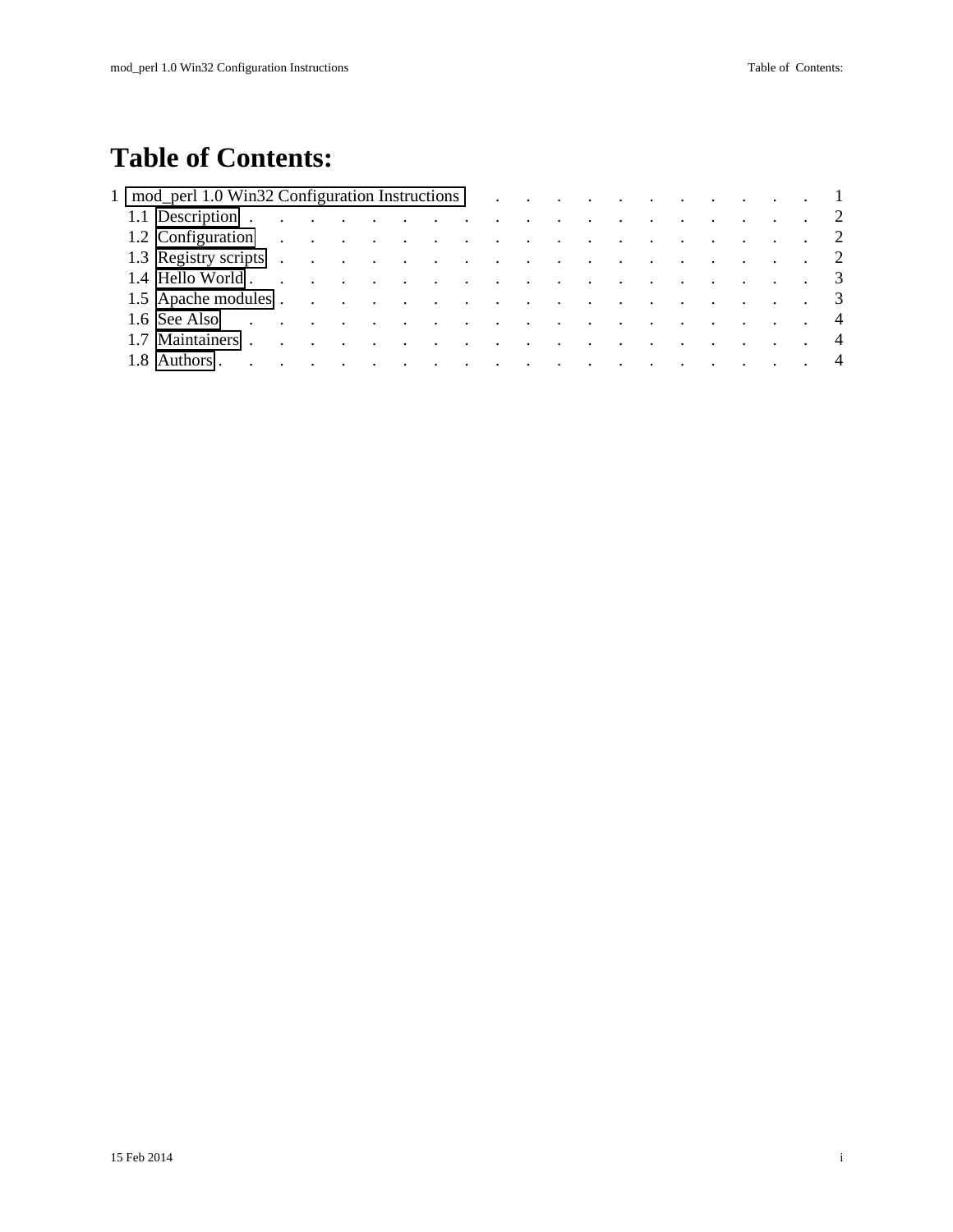# Table of Contents:

1 mod_perl 1.0 Win32 Configuration Instructions . . . . . . . . . . . . . 1
- 1.1 Description . . . . . . . . . . . . . . . . . . . . . . . 2
- 1.2 Configuration . . . . . . . . . . . . . . . . . . . . . . 2
- 1.3 Registry scripts . . . . . . . . . . . . . . . . . . . . . 2
- 1.4 Hello World . . . . . . . . . . . . . . . . . . . . . . . 3
- 1.5 Apache modules . . . . . . . . . . . . . . . . . . . . . . 3
- 1.6 See Also . . . . . . . . . . . . . . . . . . . . . . . . 4
- 1.7 Maintainers . . . . . . . . . . . . . . . . . . . . . . . 4
- 1.8 Authors . . . . . . . . . . . . . . . . . . . . . . . . . 4